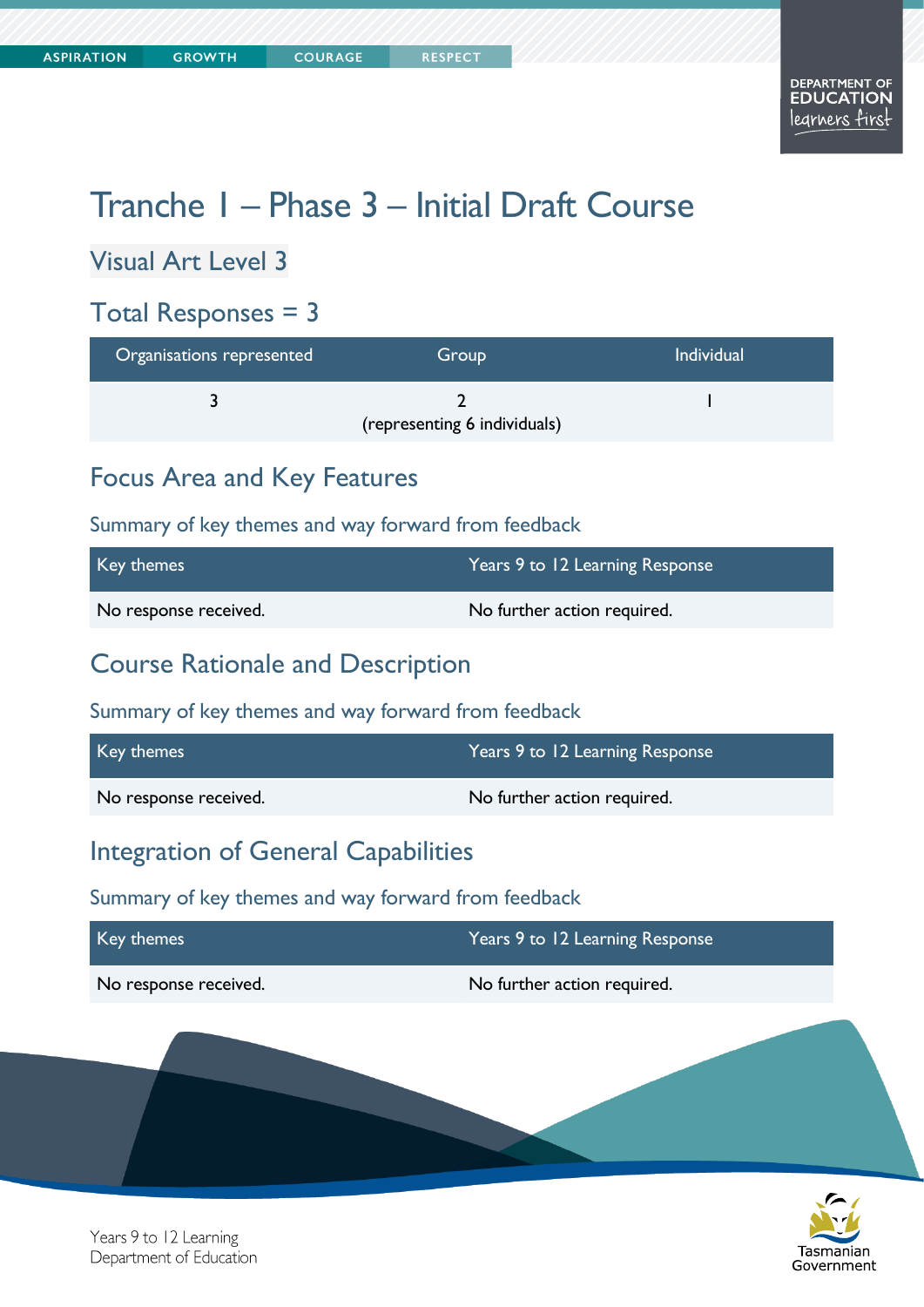# Tranche 1 – Phase 3 – Initial Draft Course

## Visual Art Level 3

## Total Responses = 3

| Organisations represented | Group | Individual |
|---|---|---|
| 3 | 2 (representing 6 individuals) | 1 |

## Focus Area and Key Features

### Summary of key themes and way forward from feedback

| Key themes | Years 9 to 12 Learning Response |
|---|---|
| No response received. | No further action required. |

## Course Rationale and Description

### Summary of key themes and way forward from feedback

| Key themes | Years 9 to 12 Learning Response |
|---|---|
| No response received. | No further action required. |

## Integration of General Capabilities

### Summary of key themes and way forward from feedback

| Key themes | Years 9 to 12 Learning Response |
|---|---|
| No response received. | No further action required. |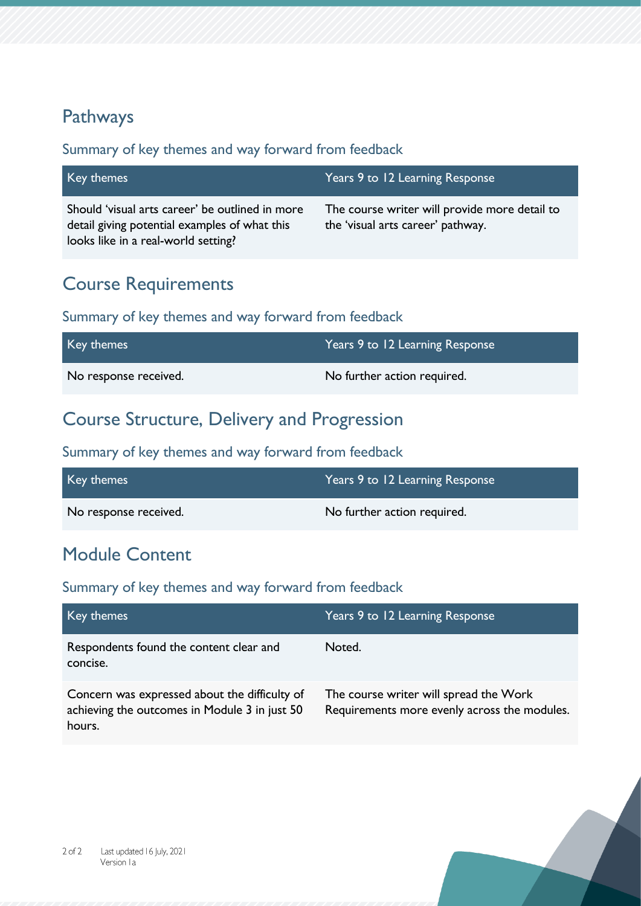## Pathways

### Summary of key themes and way forward from feedback

| Key themes | Years 9 to 12 Learning Response |
|---|---|
| Should 'visual arts career' be outlined in more detail giving potential examples of what this looks like in a real-world setting? | The course writer will provide more detail to the 'visual arts career' pathway. |

## Course Requirements

### Summary of key themes and way forward from feedback

| Key themes | Years 9 to 12 Learning Response |
|---|---|
| No response received. | No further action required. |

## Course Structure, Delivery and Progression

### Summary of key themes and way forward from feedback

| Key themes | Years 9 to 12 Learning Response |
|---|---|
| No response received. | No further action required. |

## Module Content

### Summary of key themes and way forward from feedback

| Key themes | Years 9 to 12 Learning Response |
|---|---|
| Respondents found the content clear and concise. | Noted. |
| Concern was expressed about the difficulty of achieving the outcomes in Module 3 in just 50 hours. | The course writer will spread the Work Requirements more evenly across the modules. |

Last updated 16 July, 2021
Version 1a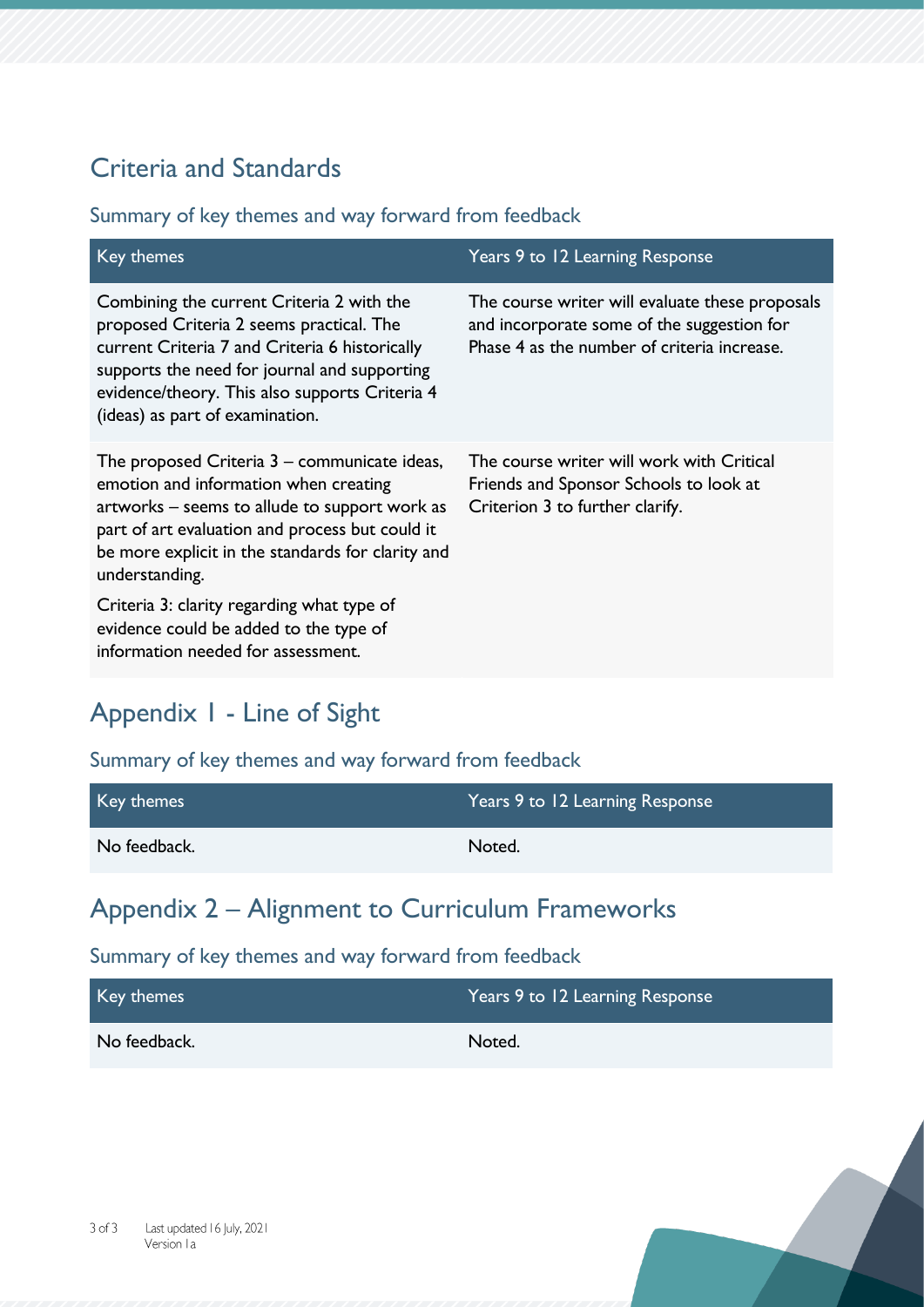## Criteria and Standards

### Summary of key themes and way forward from feedback

| Key themes | Years 9 to 12 Learning Response |
|---|---|
| Combining the current Criteria 2 with the proposed Criteria 2 seems practical. The current Criteria 7 and Criteria 6 historically supports the need for journal and supporting evidence/theory. This also supports Criteria 4 (ideas) as part of examination. | The course writer will evaluate these proposals and incorporate some of the suggestion for Phase 4 as the number of criteria increase. |
| The proposed Criteria 3 – communicate ideas, emotion and information when creating artworks – seems to allude to support work as part of art evaluation and process but could it be more explicit in the standards for clarity and understanding.<br><br>Criteria 3: clarity regarding what type of evidence could be added to the type of information needed for assessment. | The course writer will work with Critical Friends and Sponsor Schools to look at Criterion 3 to further clarify. |

## Appendix 1 - Line of Sight

### Summary of key themes and way forward from feedback

| Key themes | Years 9 to 12 Learning Response |
|---|---|
| No feedback. | Noted. |

## Appendix 2 – Alignment to Curriculum Frameworks

### Summary of key themes and way forward from feedback

| Key themes | Years 9 to 12 Learning Response |
|---|---|
| No feedback. | Noted. |

Last updated 16 July, 2021
Version 1a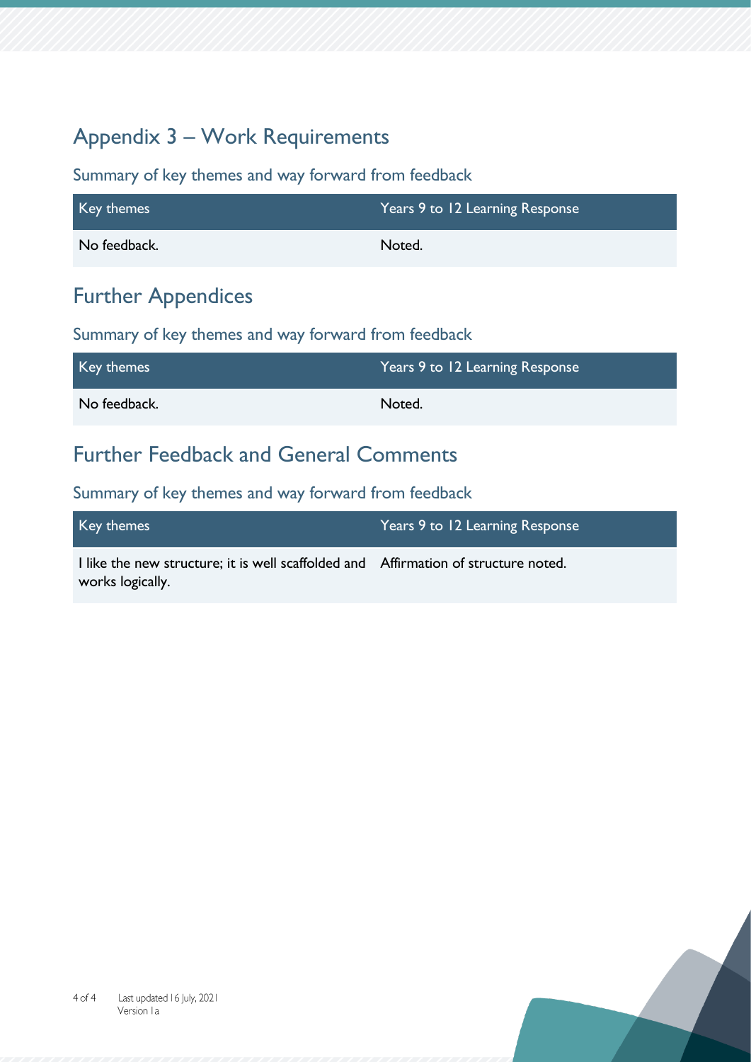## Appendix 3 – Work Requirements

### Summary of key themes and way forward from feedback

| Key themes | Years 9 to 12 Learning Response |
|---|---|
| No feedback. | Noted. |

## Further Appendices

### Summary of key themes and way forward from feedback

| Key themes | Years 9 to 12 Learning Response |
|---|---|
| No feedback. | Noted. |

## Further Feedback and General Comments

### Summary of key themes and way forward from feedback

| Key themes | Years 9 to 12 Learning Response |
|---|---|
| I like the new structure; it is well scaffolded and works logically. | Affirmation of structure noted. |

Last updated 16 July, 2021
Version 1a